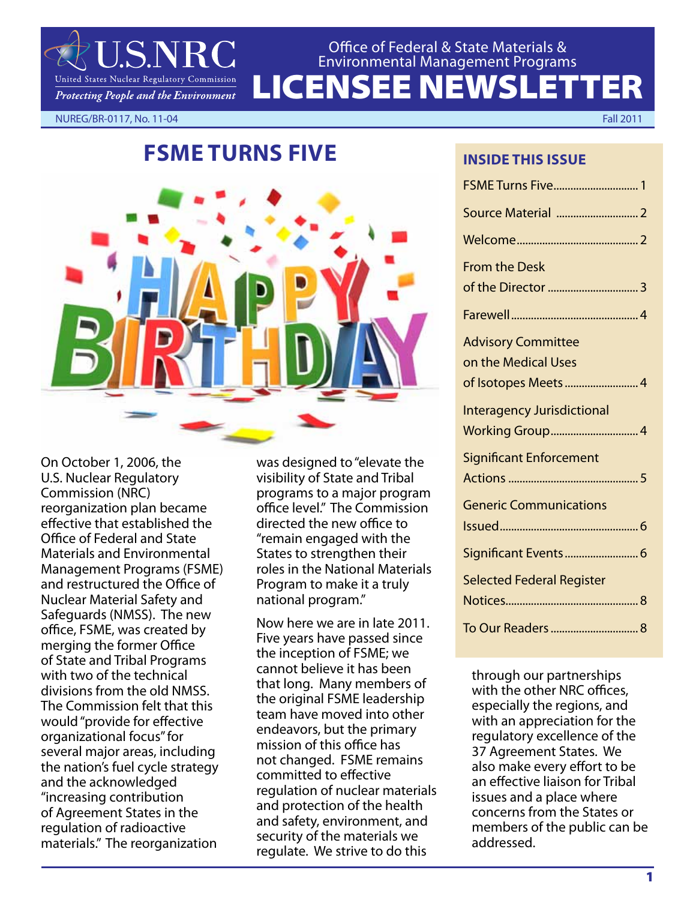# LICENSEE NEWSLETTER

Office of Federal & State Materials & Environmental Management Programs

NUREG/BR-0117, No. 11-04 — Fall 2011

## FSME TURNS FIVE

On October 1, 2006, the U.S. Nuclear Regulatory Commission (NRC) reorganization plan became effective that established the Office of Federal and State Materials and Environmental Management Programs (FSME) and restructured the Office of Nuclear Material Safety and Safeguards (NMSS). The new office, FSME, was created by merging the former Office of State and Tribal Programs with two of the technical divisions from the old NMSS. The Commission felt that this would "provide for effective organizational focus" for several major areas, including the nation's fuel cycle strategy and the acknowledged "increasing contribution of Agreement States in the regulation of radioactive materials." The reorganization was designed to "elevate the visibility of State and Tribal programs to a major program office level." The Commission directed the new office to "remain engaged with the States to strengthen their roles in the National Materials Program to make it a truly national program."

Now here we are in late 2011. Five years have passed since the inception of FSME; we cannot believe it has been that long. Many members of the original FSME leadership team have moved into other endeavors, but the primary mission of this office has not changed. FSME remains committed to effective regulation of nuclear materials and protection of the health and safety, environment, and security of the materials we regulate. We strive to do this through our partnerships with the other NRC offices, especially the regions, and with an appreciation for the regulatory excellence of the 37 Agreement States. We also make every effort to be an effective liaison for Tribal issues and a place where concerns from the States or members of the public can be addressed.

### INSIDE THIS ISSUE

- FSME Turns Five ..... 1
- Source Material ..... 2
- Welcome ..... 2
- From the Desk of the Director ..... 3
- Farewell ..... 4
- Advisory Committee on the Medical Uses of Isotopes Meets ..... 4
- Interagency Jurisdictional Working Group ..... 4
- Significant Enforcement Actions ..... 5
- Generic Communications Issued ..... 6
- Significant Events ..... 6
- Selected Federal Register Notices ..... 8
- To Our Readers ..... 8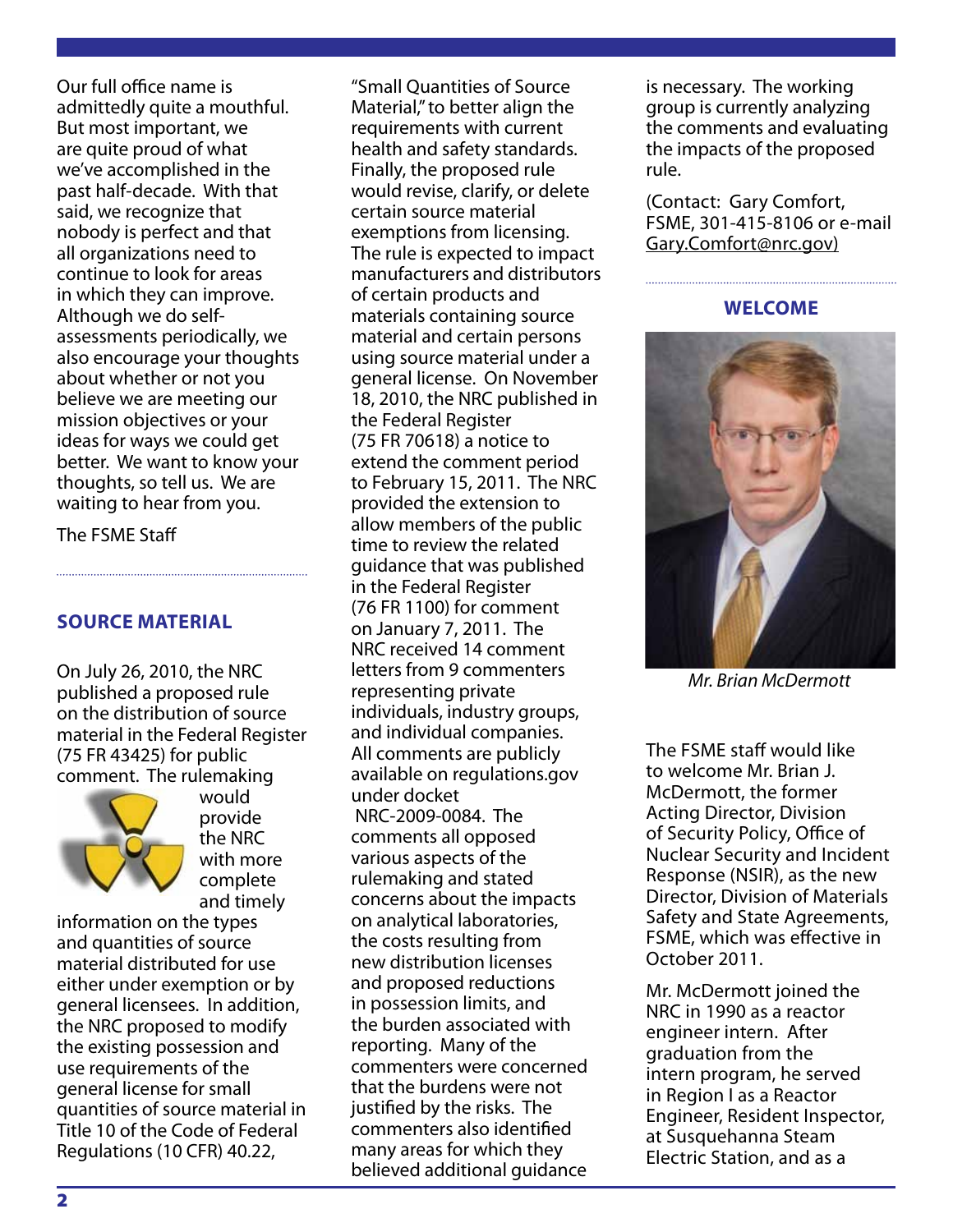Our full office name is admittedly quite a mouthful. But most important, we are quite proud of what we've accomplished in the past half-decade. With that said, we recognize that nobody is perfect and that all organizations need to continue to look for areas in which they can improve. Although we do self-assessments periodically, we also encourage your thoughts about whether or not you believe we are meeting our mission objectives or your ideas for ways we could get better. We want to know your thoughts, so tell us. We are waiting to hear from you.

The FSME Staff

## SOURCE MATERIAL

On July 26, 2010, the NRC published a proposed rule on the distribution of source material in the Federal Register (75 FR 43425) for public comment. The rulemaking would provide the NRC with more complete and timely information on the types and quantities of source material distributed for use either under exemption or by general licensees. In addition, the NRC proposed to modify the existing possession and use requirements of the general license for small quantities of source material in Title 10 of the Code of Federal Regulations (10 CFR) 40.22, "Small Quantities of Source Material," to better align the requirements with current health and safety standards. Finally, the proposed rule would revise, clarify, or delete certain source material exemptions from licensing. The rule is expected to impact manufacturers and distributors of certain products and materials containing source material and certain persons using source material under a general license. On November 18, 2010, the NRC published in the Federal Register (75 FR 70618) a notice to extend the comment period to February 15, 2011. The NRC provided the extension to allow members of the public time to review the related guidance that was published in the Federal Register (76 FR 1100) for comment on January 7, 2011. The NRC received 14 comment letters from 9 commenters representing private individuals, industry groups, and individual companies. All comments are publicly available on regulations.gov under docket NRC-2009-0084. The comments all opposed various aspects of the rulemaking and stated concerns about the impacts on analytical laboratories, the costs resulting from new distribution licenses and proposed reductions in possession limits, and the burden associated with reporting. Many of the commenters were concerned that the burdens were not justified by the risks. The commenters also identified many areas for which they believed additional guidance is necessary. The working group is currently analyzing the comments and evaluating the impacts of the proposed rule.

(Contact: Gary Comfort, FSME, 301-415-8106 or e-mail Gary.Comfort@nrc.gov)

## WELCOME

*Mr. Brian McDermott*

The FSME staff would like to welcome Mr. Brian J. McDermott, the former Acting Director, Division of Security Policy, Office of Nuclear Security and Incident Response (NSIR), as the new Director, Division of Materials Safety and State Agreements, FSME, which was effective in October 2011.

Mr. McDermott joined the NRC in 1990 as a reactor engineer intern. After graduation from the intern program, he served in Region I as a Reactor Engineer, Resident Inspector, at Susquehanna Steam Electric Station, and as a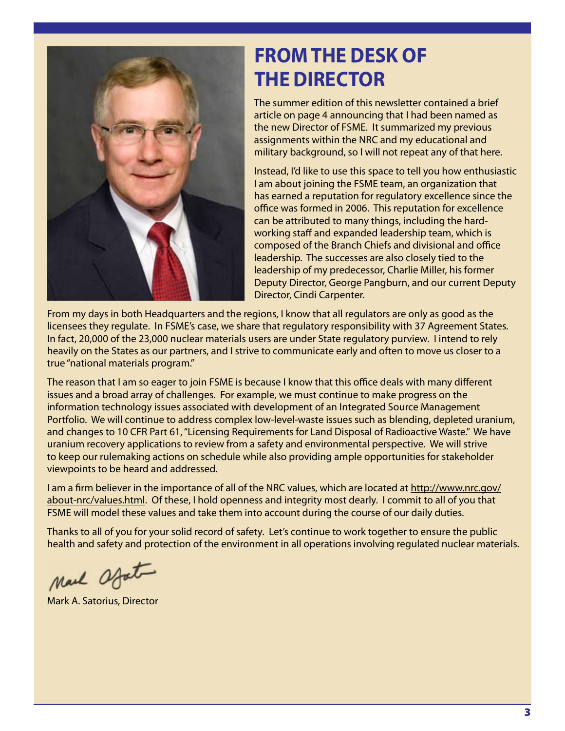# FROM THE DESK OF THE DIRECTOR

The summer edition of this newsletter contained a brief article on page 4 announcing that I had been named as the new Director of FSME. It summarized my previous assignments within the NRC and my educational and military background, so I will not repeat any of that here.

Instead, I'd like to use this space to tell you how enthusiastic I am about joining the FSME team, an organization that has earned a reputation for regulatory excellence since the office was formed in 2006. This reputation for excellence can be attributed to many things, including the hard-working staff and expanded leadership team, which is composed of the Branch Chiefs and divisional and office leadership. The successes are also closely tied to the leadership of my predecessor, Charlie Miller, his former Deputy Director, George Pangburn, and our current Deputy Director, Cindi Carpenter.

From my days in both Headquarters and the regions, I know that all regulators are only as good as the licensees they regulate. In FSME's case, we share that regulatory responsibility with 37 Agreement States. In fact, 20,000 of the 23,000 nuclear materials users are under State regulatory purview. I intend to rely heavily on the States as our partners, and I strive to communicate early and often to move us closer to a true "national materials program."

The reason that I am so eager to join FSME is because I know that this office deals with many different issues and a broad array of challenges. For example, we must continue to make progress on the information technology issues associated with development of an Integrated Source Management Portfolio. We will continue to address complex low-level-waste issues such as blending, depleted uranium, and changes to 10 CFR Part 61, "Licensing Requirements for Land Disposal of Radioactive Waste." We have uranium recovery applications to review from a safety and environmental perspective. We will strive to keep our rulemaking actions on schedule while also providing ample opportunities for stakeholder viewpoints to be heard and addressed.

I am a firm believer in the importance of all of the NRC values, which are located at http://www.nrc.gov/about-nrc/values.html. Of these, I hold openness and integrity most dearly. I commit to all of you that FSME will model these values and take them into account during the course of our daily duties.

Thanks to all of you for your solid record of safety. Let's continue to work together to ensure the public health and safety and protection of the environment in all operations involving regulated nuclear materials.

Mark A. Satorius, Director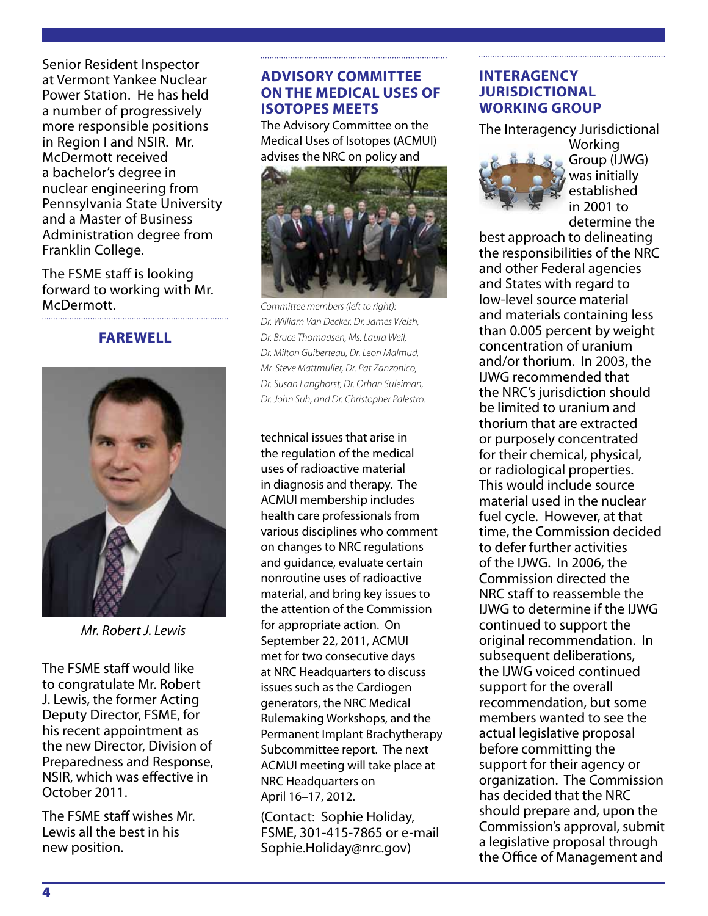Senior Resident Inspector at Vermont Yankee Nuclear Power Station. He has held a number of progressively more responsible positions in Region I and NSIR. Mr. McDermott received a bachelor's degree in nuclear engineering from Pennsylvania State University and a Master of Business Administration degree from Franklin College.

The FSME staff is looking forward to working with Mr. McDermott.

## FAREWELL

*Mr. Robert J. Lewis*

The FSME staff would like to congratulate Mr. Robert J. Lewis, the former Acting Deputy Director, FSME, for his recent appointment as the new Director, Division of Preparedness and Response, NSIR, which was effective in October 2011.

The FSME staff wishes Mr. Lewis all the best in his new position.

## ADVISORY COMMITTEE ON THE MEDICAL USES OF ISOTOPES MEETS

The Advisory Committee on the Medical Uses of Isotopes (ACMUI) advises the NRC on policy and technical issues that arise in the regulation of the medical uses of radioactive material in diagnosis and therapy. The ACMUI membership includes health care professionals from various disciplines who comment on changes to NRC regulations and guidance, evaluate certain nonroutine uses of radioactive material, and bring key issues to the attention of the Commission for appropriate action. On September 22, 2011, ACMUI met for two consecutive days at NRC Headquarters to discuss issues such as the Cardiogen generators, the NRC Medical Rulemaking Workshops, and the Permanent Implant Brachytherapy Subcommittee report. The next ACMUI meeting will take place at NRC Headquarters on April 16–17, 2012.

*Committee members (left to right): Dr. William Van Decker, Dr. James Welsh, Dr. Bruce Thomadsen, Ms. Laura Weil, Dr. Milton Guiberteau, Dr. Leon Malmud, Mr. Steve Mattmuller, Dr. Pat Zanzonico, Dr. Susan Langhorst, Dr. Orhan Suleiman, Dr. John Suh, and Dr. Christopher Palestro.*

(Contact: Sophie Holiday, FSME, 301-415-7865 or e-mail Sophie.Holiday@nrc.gov)

## INTERAGENCY JURISDICTIONAL WORKING GROUP

The Interagency Jurisdictional Working Group (IJWG) was initially established in 2001 to determine the best approach to delineating the responsibilities of the NRC and other Federal agencies and States with regard to low-level source material and materials containing less than 0.005 percent by weight concentration of uranium and/or thorium. In 2003, the IJWG recommended that the NRC's jurisdiction should be limited to uranium and thorium that are extracted or purposely concentrated for their chemical, physical, or radiological properties. This would include source material used in the nuclear fuel cycle. However, at that time, the Commission decided to defer further activities of the IJWG. In 2006, the Commission directed the NRC staff to reassemble the IJWG to determine if the IJWG continued to support the original recommendation. In subsequent deliberations, the IJWG voiced continued support for the overall recommendation, but some members wanted to see the actual legislative proposal before committing the support for their agency or organization. The Commission has decided that the NRC should prepare and, upon the Commission's approval, submit a legislative proposal through the Office of Management and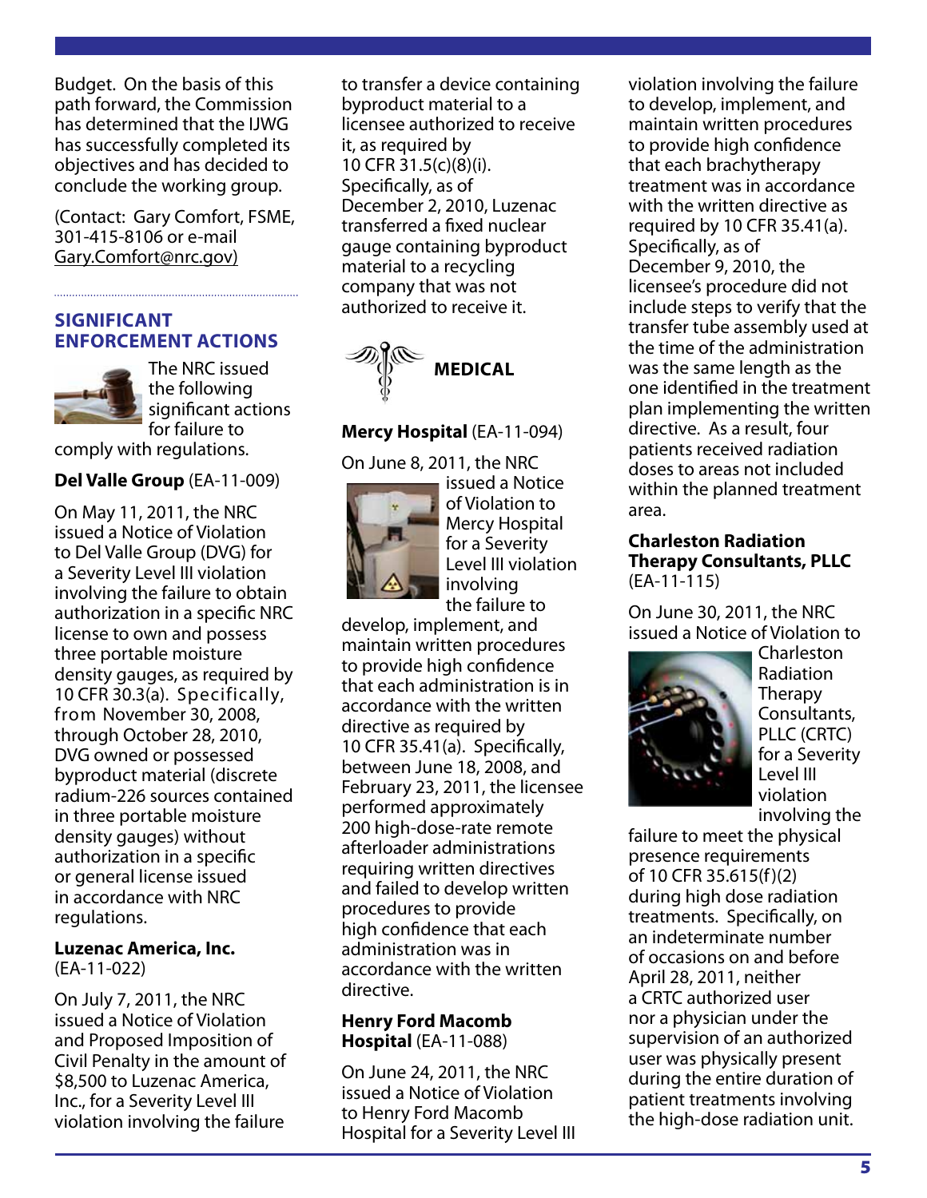Budget. On the basis of this path forward, the Commission has determined that the IJWG has successfully completed its objectives and has decided to conclude the working group.

(Contact: Gary Comfort, FSME, 301-415-8106 or e-mail Gary.Comfort@nrc.gov)

## SIGNIFICANT ENFORCEMENT ACTIONS

The NRC issued the following significant actions for failure to comply with regulations.

**Del Valle Group** (EA-11-009)

On May 11, 2011, the NRC issued a Notice of Violation to Del Valle Group (DVG) for a Severity Level III violation involving the failure to obtain authorization in a specific NRC license to own and possess three portable moisture density gauges, as required by 10 CFR 30.3(a). Specifically, from November 30, 2008, through October 28, 2010, DVG owned or possessed byproduct material (discrete radium-226 sources contained in three portable moisture density gauges) without authorization in a specific or general license issued in accordance with NRC regulations.

**Luzenac America, Inc.** (EA-11-022)

On July 7, 2011, the NRC issued a Notice of Violation and Proposed Imposition of Civil Penalty in the amount of $8,500 to Luzenac America, Inc., for a Severity Level III violation involving the failure to transfer a device containing byproduct material to a licensee authorized to receive it, as required by 10 CFR 31.5(c)(8)(i). Specifically, as of December 2, 2010, Luzenac transferred a fixed nuclear gauge containing byproduct material to a recycling company that was not authorized to receive it.

### MEDICAL

**Mercy Hospital** (EA-11-094)

On June 8, 2011, the NRC issued a Notice of Violation to Mercy Hospital for a Severity Level III violation involving the failure to develop, implement, and maintain written procedures to provide high confidence that each administration is in accordance with the written directive as required by 10 CFR 35.41(a). Specifically, between June 18, 2008, and February 23, 2011, the licensee performed approximately 200 high-dose-rate remote afterloader administrations requiring written directives and failed to develop written procedures to provide high confidence that each administration was in accordance with the written directive.

**Henry Ford Macomb Hospital** (EA-11-088)

On June 24, 2011, the NRC issued a Notice of Violation to Henry Ford Macomb Hospital for a Severity Level III violation involving the failure to develop, implement, and maintain written procedures to provide high confidence that each brachytherapy treatment was in accordance with the written directive as required by 10 CFR 35.41(a). Specifically, as of December 9, 2010, the licensee's procedure did not include steps to verify that the transfer tube assembly used at the time of the administration was the same length as the one identified in the treatment plan implementing the written directive. As a result, four patients received radiation doses to areas not included within the planned treatment area.

**Charleston Radiation Therapy Consultants, PLLC** (EA-11-115)

On June 30, 2011, the NRC issued a Notice of Violation to Charleston Radiation Therapy Consultants, PLLC (CRTC) for a Severity Level III violation involving the failure to meet the physical presence requirements of 10 CFR 35.615(f)(2) during high dose radiation treatments. Specifically, on an indeterminate number of occasions on and before April 28, 2011, neither a CRTC authorized user nor a physician under the supervision of an authorized user was physically present during the entire duration of patient treatments involving the high-dose radiation unit.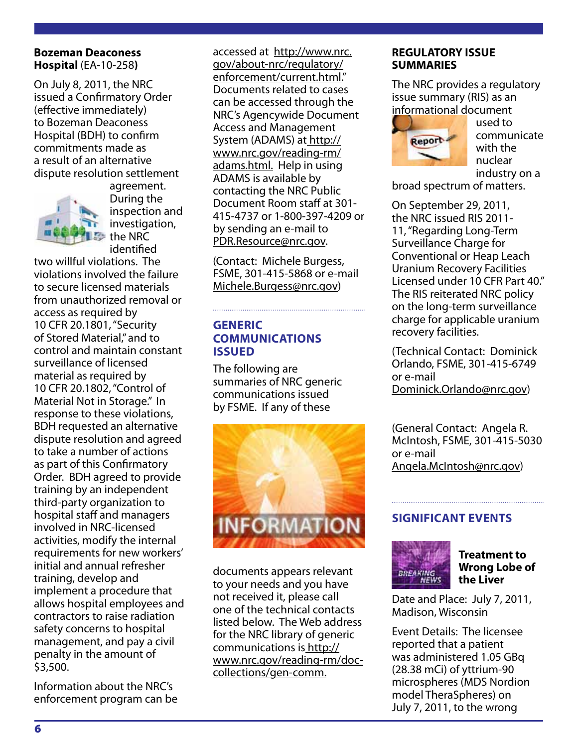**Bozeman Deaconess Hospital** (EA-10-258**)**

On July 8, 2011, the NRC issued a Confirmatory Order (effective immediately) to Bozeman Deaconess Hospital (BDH) to confirm commitments made as a result of an alternative dispute resolution settlement agreement. During the inspection and investigation, the NRC identified two willful violations. The violations involved the failure to secure licensed materials from unauthorized removal or access as required by 10 CFR 20.1801, "Security of Stored Material," and to control and maintain constant surveillance of licensed material as required by 10 CFR 20.1802, "Control of Material Not in Storage." In response to these violations, BDH requested an alternative dispute resolution and agreed to take a number of actions as part of this Confirmatory Order. BDH agreed to provide training by an independent third-party organization to hospital staff and managers involved in NRC-licensed activities, modify the internal requirements for new workers' initial and annual refresher training, develop and implement a procedure that allows hospital employees and contractors to raise radiation safety concerns to hospital management, and pay a civil penalty in the amount of $3,500.

Information about the NRC's enforcement program can be accessed at http://www.nrc.gov/about-nrc/regulatory/enforcement/current.html." Documents related to cases can be accessed through the NRC's Agencywide Document Access and Management System (ADAMS) at http://www.nrc.gov/reading-rm/adams.html. Help in using ADAMS is available by contacting the NRC Public Document Room staff at 301-415-4737 or 1-800-397-4209 or by sending an e-mail to PDR.Resource@nrc.gov.

(Contact: Michele Burgess, FSME, 301-415-5868 or e-mail Michele.Burgess@nrc.gov)

## GENERIC COMMUNICATIONS ISSUED

The following are summaries of NRC generic communications issued by FSME. If any of these documents appears relevant to your needs and you have not received it, please call one of the technical contacts listed below. The Web address for the NRC library of generic communications is http://www.nrc.gov/reading-rm/doc-collections/gen-comm.

### REGULATORY ISSUE SUMMARIES

The NRC provides a regulatory issue summary (RIS) as an informational document used to communicate with the nuclear industry on a broad spectrum of matters.

On September 29, 2011, the NRC issued RIS 2011-11, "Regarding Long-Term Surveillance Charge for Conventional or Heap Leach Uranium Recovery Facilities Licensed under 10 CFR Part 40." The RIS reiterated NRC policy on the long-term surveillance charge for applicable uranium recovery facilities.

(Technical Contact: Dominick Orlando, FSME, 301-415-6749 or e-mail Dominick.Orlando@nrc.gov)

(General Contact: Angela R. McIntosh, FSME, 301-415-5030 or e-mail Angela.McIntosh@nrc.gov)

## SIGNIFICANT EVENTS

**Treatment to Wrong Lobe of the Liver**

Date and Place: July 7, 2011, Madison, Wisconsin

Event Details: The licensee reported that a patient was administered 1.05 GBq (28.38 mCi) of yttrium-90 microspheres (MDS Nordion model TheraSpheres) on July 7, 2011, to the wrong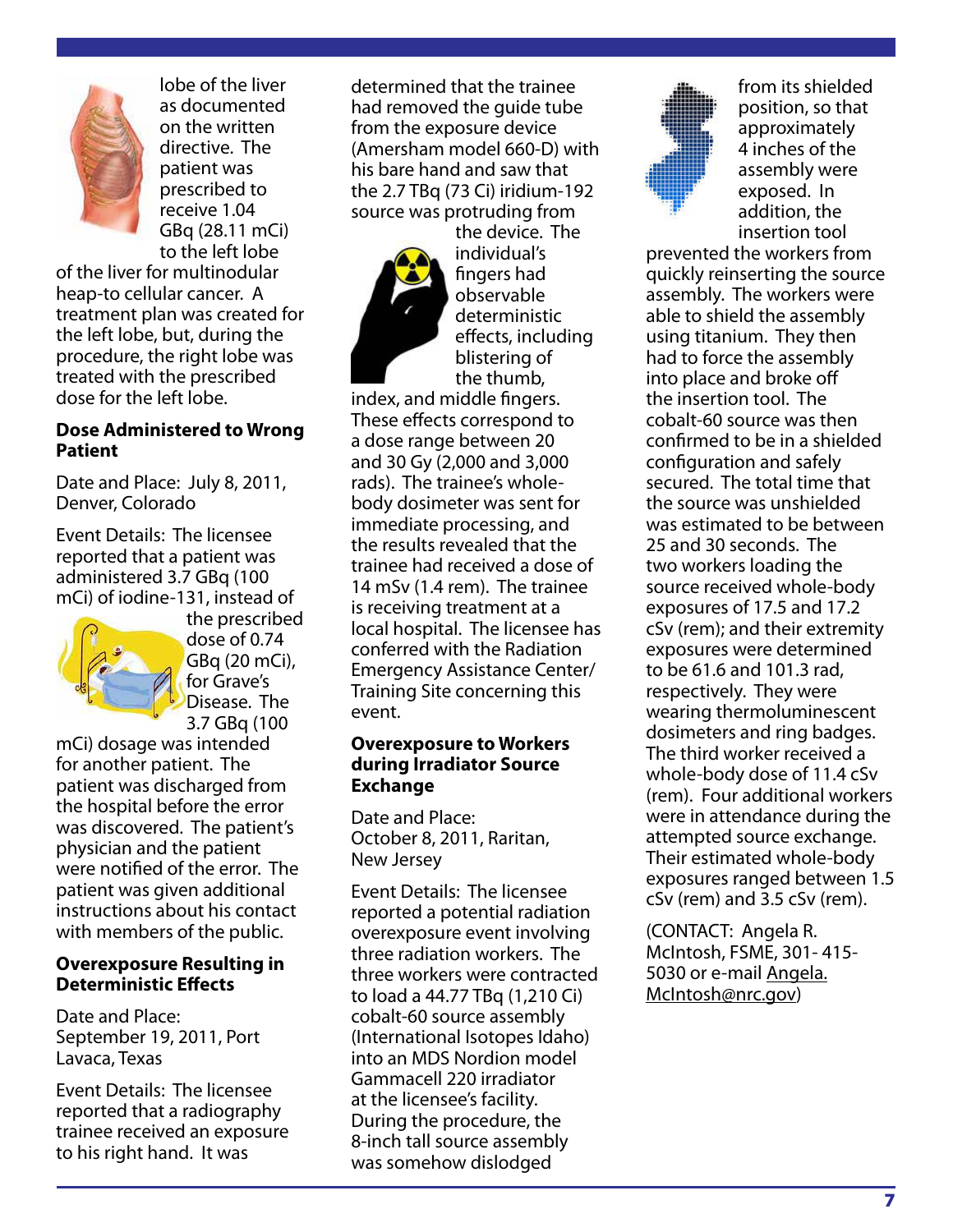lobe of the liver as documented on the written directive. The patient was prescribed to receive 1.04 GBq (28.11 mCi) to the left lobe of the liver for multinodular heap-to cellular cancer. A treatment plan was created for the left lobe, but, during the procedure, the right lobe was treated with the prescribed dose for the left lobe.

**Dose Administered to Wrong Patient**

Date and Place: July 8, 2011, Denver, Colorado

Event Details: The licensee reported that a patient was administered 3.7 GBq (100 mCi) of iodine-131, instead of the prescribed dose of 0.74 GBq (20 mCi), for Grave's Disease. The 3.7 GBq (100 mCi) dosage was intended for another patient. The patient was discharged from the hospital before the error was discovered. The patient's physician and the patient were notified of the error. The patient was given additional instructions about his contact with members of the public.

**Overexposure Resulting in Deterministic Effects**

Date and Place: September 19, 2011, Port Lavaca, Texas

Event Details: The licensee reported that a radiography trainee received an exposure to his right hand. It was determined that the trainee had removed the guide tube from the exposure device (Amersham model 660-D) with his bare hand and saw that the 2.7 TBq (73 Ci) iridium-192 source was protruding from the device. The individual's fingers had observable deterministic effects, including blistering of the thumb, index, and middle fingers. These effects correspond to a dose range between 20 and 30 Gy (2,000 and 3,000 rads). The trainee's whole-body dosimeter was sent for immediate processing, and the results revealed that the trainee had received a dose of 14 mSv (1.4 rem). The trainee is receiving treatment at a local hospital. The licensee has conferred with the Radiation Emergency Assistance Center/ Training Site concerning this event.

**Overexposure to Workers during Irradiator Source Exchange**

Date and Place: October 8, 2011, Raritan, New Jersey

Event Details: The licensee reported a potential radiation overexposure event involving three radiation workers. The three workers were contracted to load a 44.77 TBq (1,210 Ci) cobalt-60 source assembly (International Isotopes Idaho) into an MDS Nordion model Gammacell 220 irradiator at the licensee's facility. During the procedure, the 8-inch tall source assembly was somehow dislodged from its shielded position, so that approximately 4 inches of the assembly were exposed. In addition, the insertion tool prevented the workers from quickly reinserting the source assembly. The workers were able to shield the assembly using titanium. They then had to force the assembly into place and broke off the insertion tool. The cobalt-60 source was then confirmed to be in a shielded configuration and safely secured. The total time that the source was unshielded was estimated to be between 25 and 30 seconds. The two workers loading the source received whole-body exposures of 17.5 and 17.2 cSv (rem); and their extremity exposures were determined to be 61.6 and 101.3 rad, respectively. They were wearing thermoluminescent dosimeters and ring badges. The third worker received a whole-body dose of 11.4 cSv (rem). Four additional workers were in attendance during the attempted source exchange. Their estimated whole-body exposures ranged between 1.5 cSv (rem) and 3.5 cSv (rem).

(CONTACT: Angela R. McIntosh, FSME, 301- 415-5030 or e-mail Angela.McIntosh@nrc.gov)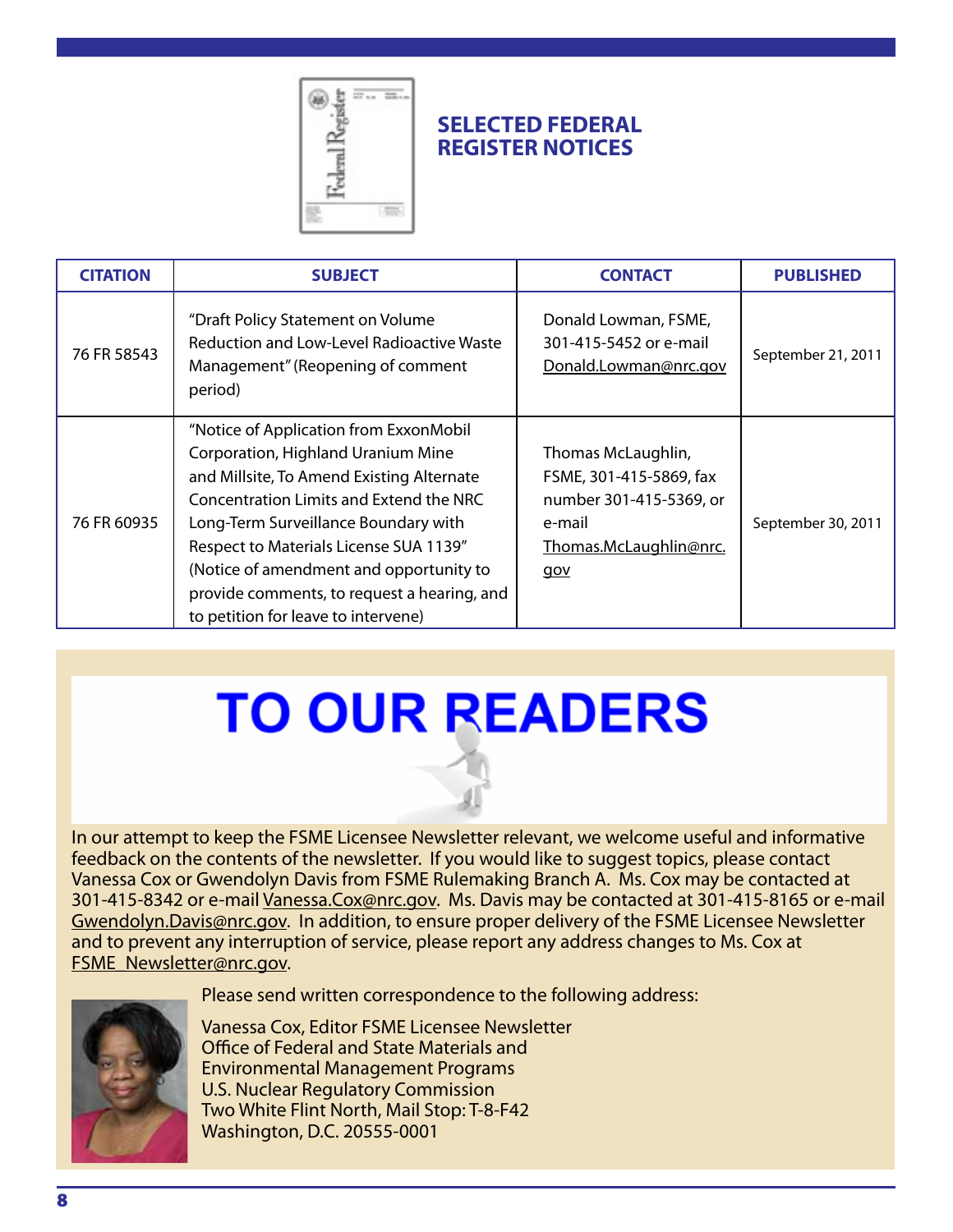## SELECTED FEDERAL REGISTER NOTICES

| CITATION | SUBJECT | CONTACT | PUBLISHED |
|---|---|---|---|
| 76 FR 58543 | "Draft Policy Statement on Volume Reduction and Low-Level Radioactive Waste Management" (Reopening of comment period) | Donald Lowman, FSME, 301-415-5452 or e-mail Donald.Lowman@nrc.gov | September 21, 2011 |
| 76 FR 60935 | "Notice of Application from ExxonMobil Corporation, Highland Uranium Mine and Millsite, To Amend Existing Alternate Concentration Limits and Extend the NRC Long-Term Surveillance Boundary with Respect to Materials License SUA 1139" (Notice of amendment and opportunity to provide comments, to request a hearing, and to petition for leave to intervene) | Thomas McLaughlin, FSME, 301-415-5869, fax number 301-415-5369, or e-mail Thomas.McLaughlin@nrc.gov | September 30, 2011 |

# TO OUR READERS

In our attempt to keep the FSME Licensee Newsletter relevant, we welcome useful and informative feedback on the contents of the newsletter. If you would like to suggest topics, please contact Vanessa Cox or Gwendolyn Davis from FSME Rulemaking Branch A. Ms. Cox may be contacted at 301-415-8342 or e-mail Vanessa.Cox@nrc.gov. Ms. Davis may be contacted at 301-415-8165 or e-mail Gwendolyn.Davis@nrc.gov. In addition, to ensure proper delivery of the FSME Licensee Newsletter and to prevent any interruption of service, please report any address changes to Ms. Cox at FSME_Newsletter@nrc.gov.

Please send written correspondence to the following address:

Vanessa Cox, Editor FSME Licensee Newsletter
Office of Federal and State Materials and
Environmental Management Programs
U.S. Nuclear Regulatory Commission
Two White Flint North, Mail Stop: T-8-F42
Washington, D.C. 20555-0001